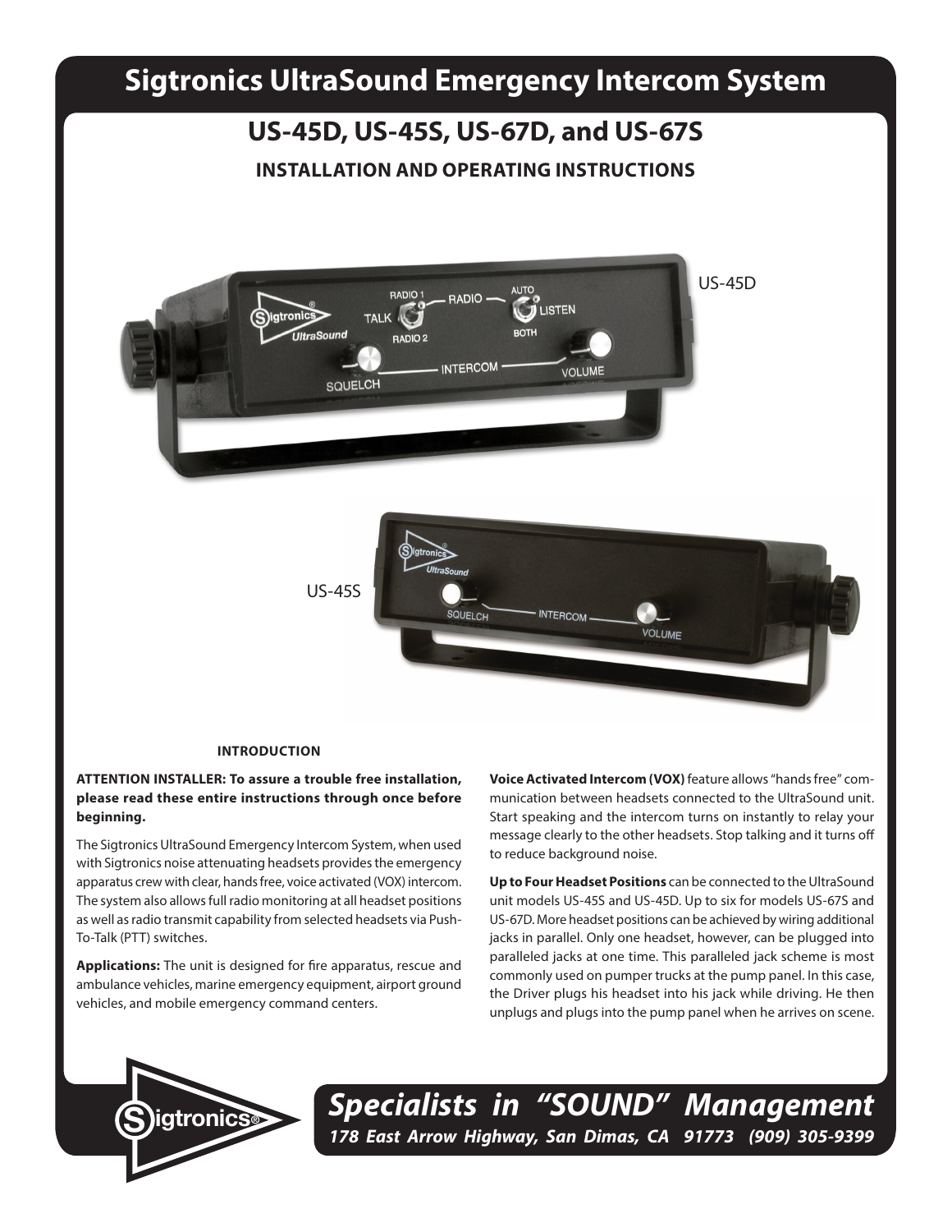# Sigtronics UltraSound Emergency Intercom System

## US-45D, US-45S, US-67D, and US-67S

### INSTALLATION AND OPERATING INSTRUCTIONS

US-45D

US-45S

#### INTRODUCTION

**ATTENTION INSTALLER: To assure a trouble free installation, please read these entire instructions through once before beginning.**

The Sigtronics UltraSound Emergency Intercom System, when used with Sigtronics noise attenuating headsets provides the emergency apparatus crew with clear, hands free, voice activated (VOX) intercom. The system also allows full radio monitoring at all headset positions as well as radio transmit capability from selected headsets via Push-To-Talk (PTT) switches.

**Applications:** The unit is designed for fire apparatus, rescue and ambulance vehicles, marine emergency equipment, airport ground vehicles, and mobile emergency command centers.

**Voice Activated Intercom (VOX)** feature allows "hands free" communication between headsets connected to the UltraSound unit. Start speaking and the intercom turns on instantly to relay your message clearly to the other headsets. Stop talking and it turns off to reduce background noise.

**Up to Four Headset Positions** can be connected to the UltraSound unit models US-45S and US-45D. Up to six for models US-67S and US-67D. More headset positions can be achieved by wiring additional jacks in parallel. Only one headset, however, can be plugged into paralleled jacks at one time. This paralleled jack scheme is most commonly used on pumper trucks at the pump panel. In this case, the Driver plugs his headset into his jack while driving. He then unplugs and plugs into the pump panel when he arrives on scene.

***Specialists in "SOUND" Management***

***178 East Arrow Highway, San Dimas, CA 91773 (909) 305-9399***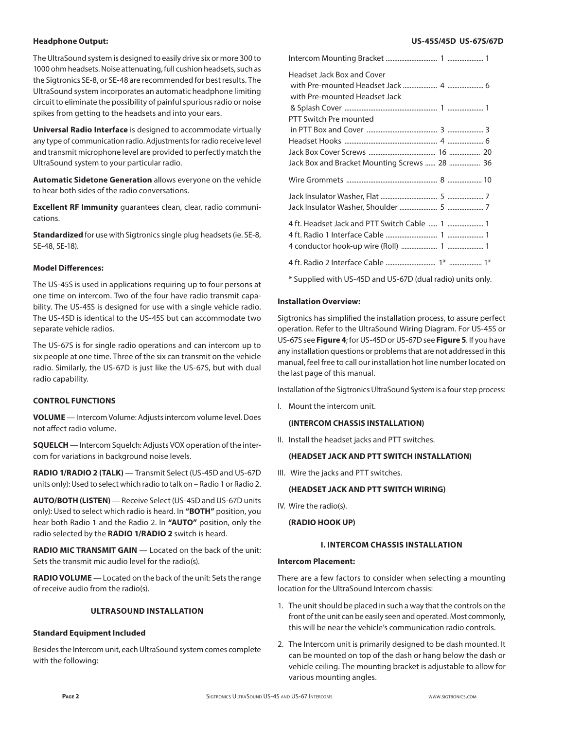**Headphone Output:**

The UltraSound system is designed to easily drive six or more 300 to 1000 ohm headsets. Noise attenuating, full cushion headsets, such as the Sigtronics SE-8, or SE-48 are recommended for best results. The UltraSound system incorporates an automatic headphone limiting circuit to eliminate the possibility of painful spurious radio or noise spikes from getting to the headsets and into your ears.

**Universal Radio Interface** is designed to accommodate virtually any type of communication radio. Adjustments for radio receive level and transmit microphone level are provided to perfectly match the UltraSound system to your particular radio.

**Automatic Sidetone Generation** allows everyone on the vehicle to hear both sides of the radio conversations.

**Excellent RF Immunity** guarantees clean, clear, radio communications.

**Standardized** for use with Sigtronics single plug headsets (ie. SE-8, SE-48, SE-18).

**Model Differences:**

The US-45S is used in applications requiring up to four persons at one time on intercom. Two of the four have radio transmit capability. The US-45S is designed for use with a single vehicle radio. The US-45D is identical to the US-45S but can accommodate two separate vehicle radios.

The US-67S is for single radio operations and can intercom up to six people at one time. Three of the six can transmit on the vehicle radio. Similarly, the US-67D is just like the US-67S, but with dual radio capability.

**CONTROL FUNCTIONS**

**VOLUME** — Intercom Volume: Adjusts intercom volume level. Does not affect radio volume.

**SQUELCH** — Intercom Squelch: Adjusts VOX operation of the intercom for variations in background noise levels.

**RADIO 1/RADIO 2 (TALK)** — Transmit Select (US-45D and US-67D units only): Used to select which radio to talk on – Radio 1 or Radio 2.

**AUTO/BOTH (LISTEN)** — Receive Select (US-45D and US-67D units only): Used to select which radio is heard. In **"BOTH"** position, you hear both Radio 1 and the Radio 2. In **"AUTO"** position, only the radio selected by the **RADIO 1/RADIO 2** switch is heard.

**RADIO MIC TRANSMIT GAIN** — Located on the back of the unit: Sets the transmit mic audio level for the radio(s).

**RADIO VOLUME** — Located on the back of the unit: Sets the range of receive audio from the radio(s).

**ULTRASOUND INSTALLATION**

**Standard Equipment Included**

Besides the Intercom unit, each UltraSound system comes complete with the following:

| Item | US-45S/45D | US-67S/67D |
|---|---|---|
| Intercom Mounting Bracket | 1 | 1 |
| Headset Jack Box and Cover with Pre-mounted Headset Jack | 4 | 6 |
| with Pre-mounted Headset Jack & Splash Cover | 1 | 1 |
| PTT Switch Pre mounted in PTT Box and Cover | 3 | 3 |
| Headset Hooks | 4 | 6 |
| Jack Box Cover Screws | 16 | 20 |
| Jack Box and Bracket Mounting Screws | 28 | 36 |
| Wire Grommets | 8 | 10 |
| Jack Insulator Washer, Flat | 5 | 7 |
| Jack Insulator Washer, Shoulder | 5 | 7 |
| 4 ft. Headset Jack and PTT Switch Cable | 1 | 1 |
| 4 ft. Radio 1 Interface Cable | 1 | 1 |
| 4 conductor hook-up wire (Roll) | 1 | 1 |
| 4 ft. Radio 2 Interface Cable | 1* | 1* |

\* Supplied with US-45D and US-67D (dual radio) units only.

**Installation Overview:**

Sigtronics has simplified the installation process, to assure perfect operation. Refer to the UltraSound Wiring Diagram. For US-45S or US-67S see **Figure 4**; for US-45D or US-67D see **Figure 5**. If you have any installation questions or problems that are not addressed in this manual, feel free to call our installation hot line number located on the last page of this manual.

Installation of the Sigtronics UltraSound System is a four step process:

I. Mount the intercom unit.

   **(INTERCOM CHASSIS INSTALLATION)**

II. Install the headset jacks and PTT switches.

   **(HEADSET JACK AND PTT SWITCH INSTALLATION)**

III. Wire the jacks and PTT switches.

   **(HEADSET JACK AND PTT SWITCH WIRING)**

IV. Wire the radio(s).

   **(RADIO HOOK UP)**

**I. INTERCOM CHASSIS INSTALLATION**

**Intercom Placement:**

There are a few factors to consider when selecting a mounting location for the UltraSound Intercom chassis:

1. The unit should be placed in such a way that the controls on the front of the unit can be easily seen and operated. Most commonly, this will be near the vehicle's communication radio controls.
2. The Intercom unit is primarily designed to be dash mounted. It can be mounted on top of the dash or hang below the dash or vehicle ceiling. The mounting bracket is adjustable to allow for various mounting angles.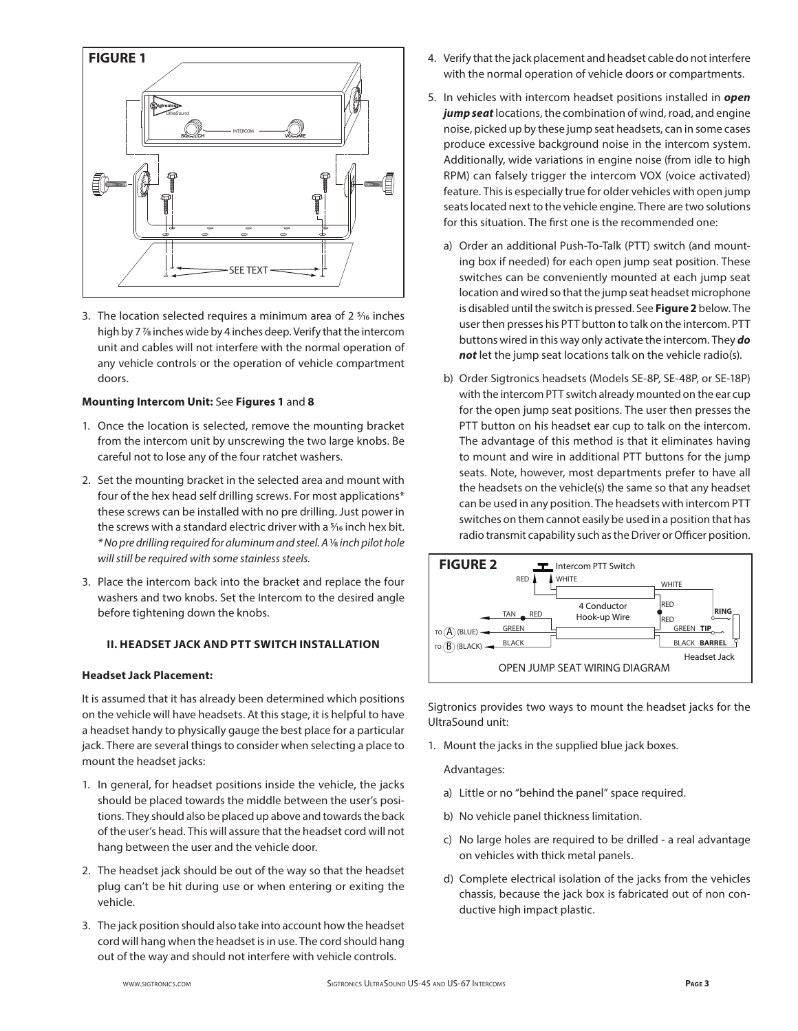**FIGURE 1**

3. The location selected requires a minimum area of 2 5⁄16 inches high by 7 7⁄8 inches wide by 4 inches deep. Verify that the intercom unit and cables will not interfere with the normal operation of any vehicle controls or the operation of vehicle compartment doors.

**Mounting Intercom Unit:** See **Figures 1** and **8**

1. Once the location is selected, remove the mounting bracket from the intercom unit by unscrewing the two large knobs. Be careful not to lose any of the four ratchet washers.
2. Set the mounting bracket in the selected area and mount with four of the hex head self drilling screws. For most applications* these screws can be installed with no pre drilling. Just power in the screws with a standard electric driver with a 5⁄16 inch hex bit. *\* No pre drilling required for aluminum and steel. A 1⁄8 inch pilot hole will still be required with some stainless steels.*
3. Place the intercom back into the bracket and replace the four washers and two knobs. Set the Intercom to the desired angle before tightening down the knobs.

### II. HEADSET JACK AND PTT SWITCH INSTALLATION

**Headset Jack Placement:**

It is assumed that it has already been determined which positions on the vehicle will have headsets. At this stage, it is helpful to have a headset handy to physically gauge the best place for a particular jack. There are several things to consider when selecting a place to mount the headset jacks:

1. In general, for headset positions inside the vehicle, the jacks should be placed towards the middle between the user's positions. They should also be placed up above and towards the back of the user's head. This will assure that the headset cord will not hang between the user and the vehicle door.
2. The headset jack should be out of the way so that the headset plug can't be hit during use or when entering or exiting the vehicle.
3. The jack position should also take into account how the headset cord will hang when the headset is in use. The cord should hang out of the way and should not interfere with vehicle controls.
4. Verify that the jack placement and headset cable do not interfere with the normal operation of vehicle doors or compartments.
5. In vehicles with intercom headset positions installed in ***open jump seat*** locations, the combination of wind, road, and engine noise, picked up by these jump seat headsets, can in some cases produce excessive background noise in the intercom system. Additionally, wide variations in engine noise (from idle to high RPM) can falsely trigger the intercom VOX (voice activated) feature. This is especially true for older vehicles with open jump seats located next to the vehicle engine. There are two solutions for this situation. The first one is the recommended one:
   a) Order an additional Push-To-Talk (PTT) switch (and mounting box if needed) for each open jump seat position. These switches can be conveniently mounted at each jump seat location and wired so that the jump seat headset microphone is disabled until the switch is pressed. See **Figure 2** below. The user then presses his PTT button to talk on the intercom. PTT buttons wired in this way only activate the intercom. They ***do not*** let the jump seat locations talk on the vehicle radio(s).
   b) Order Sigtronics headsets (Models SE-8P, SE-48P, or SE-18P) with the intercom PTT switch already mounted on the ear cup for the open jump seat positions. The user then presses the PTT button on his headset ear cup to talk on the intercom. The advantage of this method is that it eliminates having to mount and wire in additional PTT buttons for the jump seats. Note, however, most departments prefer to have all the headsets on the vehicle(s) the same so that any headset can be used in any position. The headsets with intercom PTT switches on them cannot easily be used in a position that has radio transmit capability such as the Driver or Officer position.

**FIGURE 2**

OPEN JUMP SEAT WIRING DIAGRAM

Sigtronics provides two ways to mount the headset jacks for the UltraSound unit:

1. Mount the jacks in the supplied blue jack boxes.

   Advantages:

   a) Little or no "behind the panel" space required.
   b) No vehicle panel thickness limitation.
   c) No large holes are required to be drilled - a real advantage on vehicles with thick metal panels.
   d) Complete electrical isolation of the jacks from the vehicles chassis, because the jack box is fabricated out of non conductive high impact plastic.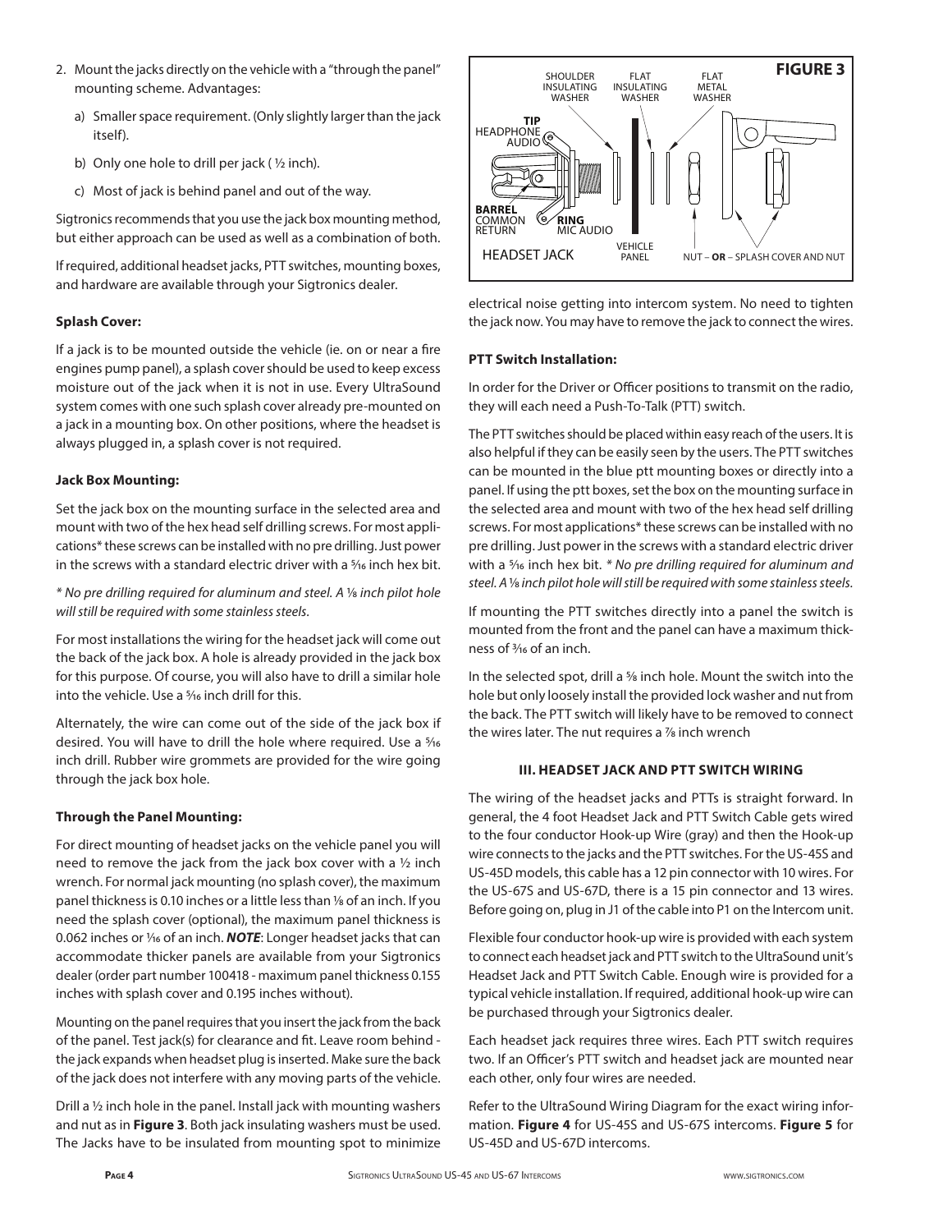2. Mount the jacks directly on the vehicle with a "through the panel" mounting scheme. Advantages:
   a) Smaller space requirement. (Only slightly larger than the jack itself).
   b) Only one hole to drill per jack ( ½ inch).
   c) Most of jack is behind panel and out of the way.

Sigtronics recommends that you use the jack box mounting method, but either approach can be used as well as a combination of both.

If required, additional headset jacks, PTT switches, mounting boxes, and hardware are available through your Sigtronics dealer.

### Splash Cover:

If a jack is to be mounted outside the vehicle (ie. on or near a fire engines pump panel), a splash cover should be used to keep excess moisture out of the jack when it is not in use. Every UltraSound system comes with one such splash cover already pre-mounted on a jack in a mounting box. On other positions, where the headset is always plugged in, a splash cover is not required.

### Jack Box Mounting:

Set the jack box on the mounting surface in the selected area and mount with two of the hex head self drilling screws. For most applications* these screws can be installed with no pre drilling. Just power in the screws with a standard electric driver with a 5⁄16 inch hex bit.

*\* No pre drilling required for aluminum and steel. A 1⁄8 inch pilot hole will still be required with some stainless steels.*

For most installations the wiring for the headset jack will come out the back of the jack box. A hole is already provided in the jack box for this purpose. Of course, you will also have to drill a similar hole into the vehicle. Use a 5⁄16 inch drill for this.

Alternately, the wire can come out of the side of the jack box if desired. You will have to drill the hole where required. Use a 5⁄16 inch drill. Rubber wire grommets are provided for the wire going through the jack box hole.

### Through the Panel Mounting:

For direct mounting of headset jacks on the vehicle panel you will need to remove the jack from the jack box cover with a ½ inch wrench. For normal jack mounting (no splash cover), the maximum panel thickness is 0.10 inches or a little less than 1⁄8 of an inch. If you need the splash cover (optional), the maximum panel thickness is 0.062 inches or 1⁄16 of an inch. ***NOTE***: Longer headset jacks that can accommodate thicker panels are available from your Sigtronics dealer (order part number 100418 - maximum panel thickness 0.155 inches with splash cover and 0.195 inches without).

Mounting on the panel requires that you insert the jack from the back of the panel. Test jack(s) for clearance and fit. Leave room behind - the jack expands when headset plug is inserted. Make sure the back of the jack does not interfere with any moving parts of the vehicle.

Drill a ½ inch hole in the panel. Install jack with mounting washers and nut as in **Figure 3**. Both jack insulating washers must be used. The Jacks have to be insulated from mounting spot to minimize electrical noise getting into intercom system. No need to tighten the jack now. You may have to remove the jack to connect the wires.

**FIGURE 3**

TIP HEADPHONE AUDIO; BARREL COMMON RETURN; RING MIC AUDIO; HEADSET JACK; SHOULDER INSULATING WASHER; FLAT INSULATING WASHER; FLAT METAL WASHER; VEHICLE PANEL; NUT – **OR** – SPLASH COVER AND NUT

### PTT Switch Installation:

In order for the Driver or Officer positions to transmit on the radio, they will each need a Push-To-Talk (PTT) switch.

The PTT switches should be placed within easy reach of the users. It is also helpful if they can be easily seen by the users. The PTT switches can be mounted in the blue ptt mounting boxes or directly into a panel. If using the ptt boxes, set the box on the mounting surface in the selected area and mount with two of the hex head self drilling screws. For most applications* these screws can be installed with no pre drilling. Just power in the screws with a standard electric driver with a 5⁄16 inch hex bit. *\* No pre drilling required for aluminum and steel. A 1⁄8 inch pilot hole will still be required with some stainless steels.*

If mounting the PTT switches directly into a panel the switch is mounted from the front and the panel can have a maximum thickness of 3⁄16 of an inch.

In the selected spot, drill a 5⁄8 inch hole. Mount the switch into the hole but only loosely install the provided lock washer and nut from the back. The PTT switch will likely have to be removed to connect the wires later. The nut requires a 7⁄8 inch wrench

## III. HEADSET JACK AND PTT SWITCH WIRING

The wiring of the headset jacks and PTTs is straight forward. In general, the 4 foot Headset Jack and PTT Switch Cable gets wired to the four conductor Hook-up Wire (gray) and then the Hook-up wire connects to the jacks and the PTT switches. For the US-45S and US-45D models, this cable has a 12 pin connector with 10 wires. For the US-67S and US-67D, there is a 15 pin connector and 13 wires. Before going on, plug in J1 of the cable into P1 on the Intercom unit.

Flexible four conductor hook-up wire is provided with each system to connect each headset jack and PTT switch to the UltraSound unit's Headset Jack and PTT Switch Cable. Enough wire is provided for a typical vehicle installation. If required, additional hook-up wire can be purchased through your Sigtronics dealer.

Each headset jack requires three wires. Each PTT switch requires two. If an Officer's PTT switch and headset jack are mounted near each other, only four wires are needed.

Refer to the UltraSound Wiring Diagram for the exact wiring information. **Figure 4** for US-45S and US-67S intercoms. **Figure 5** for US-45D and US-67D intercoms.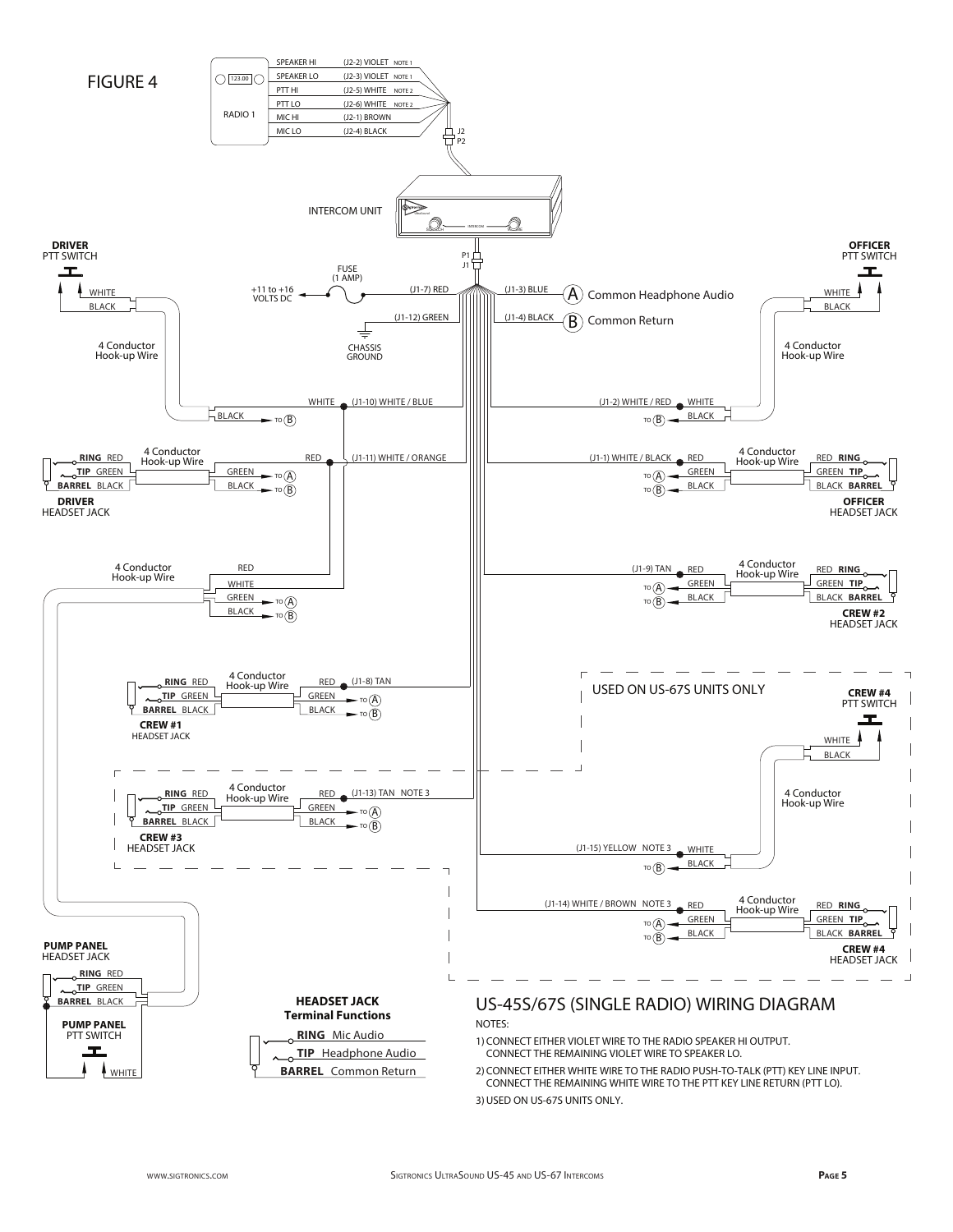FIGURE 4

RADIO 1

| Signal | Wire | Note |
| --- | --- | --- |
| SPEAKER HI | (J2-2) VIOLET | NOTE 1 |
| SPEAKER LO | (J2-3) VIOLET | NOTE 1 |
| PTT HI | (J2-5) WHITE | NOTE 2 |
| PTT LO | (J2-6) WHITE | NOTE 2 |
| MIC HI | (J2-1) BROWN | |
| MIC LO | (J2-4) BLACK | |

J2 / P2

INTERCOM UNIT

P1 / J1

- FUSE (1 AMP) — (J1-7) RED — +11 to +16 VOLTS DC
- (J1-12) GREEN — CHASSIS GROUND
- (J1-3) BLUE — (A) Common Headphone Audio
- (J1-4) BLACK — (B) Common Return

**DRIVER** PTT SWITCH — WHITE / BLACK — 4 Conductor Hook-up Wire — WHITE (J1-10) WHITE / BLUE; BLACK TO (B)

**DRIVER** HEADSET JACK — RING RED / TIP GREEN / BARREL BLACK — 4 Conductor Hook-up Wire — RED (J1-11) WHITE / ORANGE; GREEN TO (A); BLACK TO (B)

**OFFICER** PTT SWITCH — WHITE / BLACK — 4 Conductor Hook-up Wire — (J1-2) WHITE / RED WHITE; BLACK TO (B)

**OFFICER** HEADSET JACK — RED RING / GREEN TIP / BLACK BARREL — 4 Conductor Hook-up Wire — (J1-1) WHITE / BLACK RED; TO (A) GREEN; TO (B) BLACK

**CREW #2** HEADSET JACK — RED RING / GREEN TIP / BLACK BARREL — 4 Conductor Hook-up Wire — (J1-9) TAN RED; TO (A) GREEN; TO (B) BLACK

**PUMP PANEL** HEADSET JACK / **PUMP PANEL** PTT SWITCH — RING RED / TIP GREEN / BARREL BLACK / WHITE — 4 Conductor Hook-up Wire — RED; WHITE; GREEN TO (A); BLACK TO (B)

**CREW #1** HEADSET JACK — RING RED / TIP GREEN / BARREL BLACK — 4 Conductor Hook-up Wire — RED (J1-8) TAN; GREEN TO (A); BLACK TO (B)

USED ON US-67S UNITS ONLY

**CREW #3** HEADSET JACK — RING RED / TIP GREEN / BARREL BLACK — 4 Conductor Hook-up Wire — RED (J1-13) TAN NOTE 3; GREEN TO (A); BLACK TO (B)

**CREW #4** PTT SWITCH — WHITE / BLACK — 4 Conductor Hook-up Wire — (J1-15) YELLOW NOTE 3 WHITE; TO (B) BLACK

**CREW #4** HEADSET JACK — RED RING / GREEN TIP / BLACK BARREL — 4 Conductor Hook-up Wire — (J1-14) WHITE / BROWN NOTE 3 RED; TO (A) GREEN; TO (B) BLACK

**HEADSET JACK Terminal Functions**

- **RING** Mic Audio
- **TIP** Headphone Audio
- **BARREL** Common Return

# US-45S/67S (SINGLE RADIO) WIRING DIAGRAM

NOTES:

1) CONNECT EITHER VIOLET WIRE TO THE RADIO SPEAKER HI OUTPUT. CONNECT THE REMAINING VIOLET WIRE TO SPEAKER LO.

2) CONNECT EITHER WHITE WIRE TO THE RADIO PUSH-TO-TALK (PTT) KEY LINE INPUT. CONNECT THE REMAINING WHITE WIRE TO THE PTT KEY LINE RETURN (PTT LO).

3) USED ON US-67S UNITS ONLY.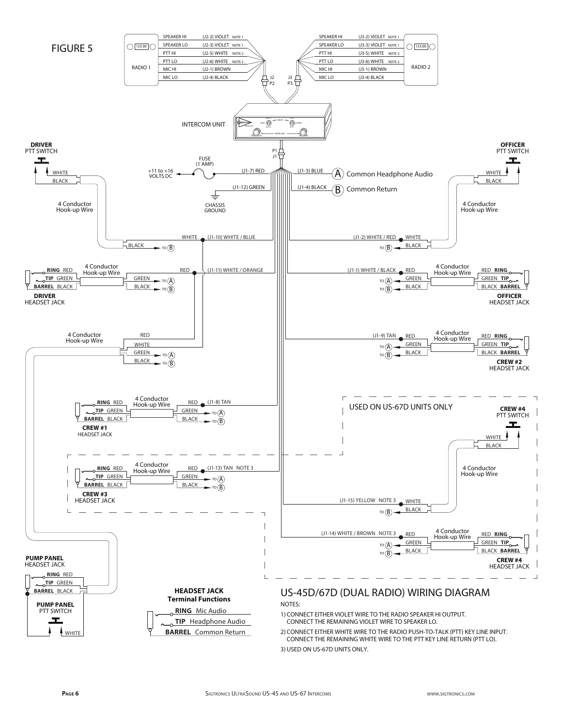FIGURE 5

# US-45D/67D (DUAL RADIO) WIRING DIAGRAM

NOTES:

1) CONNECT EITHER VIOLET WIRE TO THE RADIO SPEAKER HI OUTPUT. CONNECT THE REMAINING VIOLET WIRE TO SPEAKER LO.

2) CONNECT EITHER WHITE WIRE TO THE RADIO PUSH-TO-TALK (PTT) KEY LINE INPUT. CONNECT THE REMAINING WHITE WIRE TO THE PTT KEY LINE RETURN (PTT LO).

3) USED ON US-67D UNITS ONLY.

### Radio 1 (J2 / P2)

| Function | Wire | Note |
|---|---|---|
| SPEAKER HI | (J2-2) VIOLET | NOTE 1 |
| SPEAKER LO | (J2-3) VIOLET | NOTE 1 |
| PTT HI | (J2-5) WHITE | NOTE 2 |
| PTT LO | (J2-6) WHITE | NOTE 2 |
| MIC HI | (J2-1) BROWN | |
| MIC LO | (J2-4) BLACK | |

### Radio 2 (J3 / P3)

| Function | Wire | Note |
|---|---|---|
| SPEAKER HI | (J3-2) VIOLET | NOTE 1 |
| SPEAKER LO | (J3-3) VIOLET | NOTE 1 |
| PTT HI | (J3-5) WHITE | NOTE 2 |
| PTT LO | (J3-6) WHITE | NOTE 2 |
| MIC HI | (J3-1) BROWN | |
| MIC LO | (J3-4) BLACK | |

### Intercom Unit (P1 / J1)

| Pin | Wire | Connection |
|---|---|---|
| J1-7 | RED | FUSE (1 AMP) to +11 to +16 VOLTS DC |
| J1-12 | GREEN | CHASSIS GROUND |
| J1-3 | BLUE | (A) Common Headphone Audio |
| J1-4 | BLACK | (B) Common Return |
| J1-10 | WHITE / BLUE | DRIVER PTT SWITCH (WHITE); PUMP PANEL PTT SWITCH (WHITE) |
| J1-11 | WHITE / ORANGE | DRIVER HEADSET JACK (RED); PUMP PANEL HEADSET JACK (RED) |
| J1-2 | WHITE / RED | OFFICER PTT SWITCH (WHITE) |
| J1-1 | WHITE / BLACK | OFFICER HEADSET JACK (RED) |
| J1-9 | TAN | CREW #2 HEADSET JACK (RED) |
| J1-8 | TAN | CREW #1 HEADSET JACK (RED) |
| J1-13 | TAN (NOTE 3) | CREW #3 HEADSET JACK (RED) |
| J1-15 | YELLOW (NOTE 3) | CREW #4 PTT SWITCH (WHITE) |
| J1-14 | WHITE / BROWN (NOTE 3) | CREW #4 HEADSET JACK (RED) |

All PTT switch BLACK wires go TO (B). All headset jack GREEN wires go TO (A), BLACK wires TO (B). Connections use 4 Conductor Hook-up Wire.

USED ON US-67D UNITS ONLY: CREW #3 HEADSET JACK, CREW #4 PTT SWITCH, CREW #4 HEADSET JACK.

### HEADSET JACK Terminal Functions

| Terminal | Function |
|---|---|
| RING | Mic Audio |
| TIP | Headphone Audio |
| BARREL | Common Return |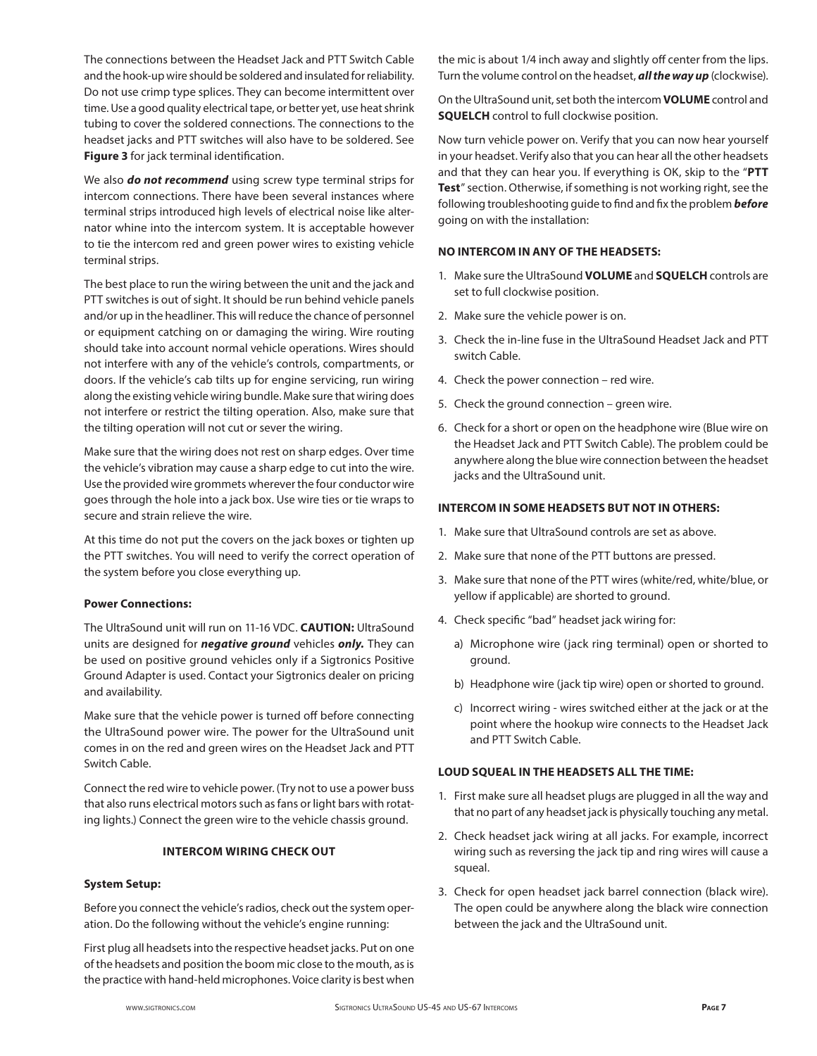The connections between the Headset Jack and PTT Switch Cable and the hook-up wire should be soldered and insulated for reliability. Do not use crimp type splices. They can become intermittent over time. Use a good quality electrical tape, or better yet, use heat shrink tubing to cover the soldered connections. The connections to the headset jacks and PTT switches will also have to be soldered. See **Figure 3** for jack terminal identification.

We also ***do not recommend*** using screw type terminal strips for intercom connections. There have been several instances where terminal strips introduced high levels of electrical noise like alternator whine into the intercom system. It is acceptable however to tie the intercom red and green power wires to existing vehicle terminal strips.

The best place to run the wiring between the unit and the jack and PTT switches is out of sight. It should be run behind vehicle panels and/or up in the headliner. This will reduce the chance of personnel or equipment catching on or damaging the wiring. Wire routing should take into account normal vehicle operations. Wires should not interfere with any of the vehicle's controls, compartments, or doors. If the vehicle's cab tilts up for engine servicing, run wiring along the existing vehicle wiring bundle. Make sure that wiring does not interfere or restrict the tilting operation. Also, make sure that the tilting operation will not cut or sever the wiring.

Make sure that the wiring does not rest on sharp edges. Over time the vehicle's vibration may cause a sharp edge to cut into the wire. Use the provided wire grommets wherever the four conductor wire goes through the hole into a jack box. Use wire ties or tie wraps to secure and strain relieve the wire.

At this time do not put the covers on the jack boxes or tighten up the PTT switches. You will need to verify the correct operation of the system before you close everything up.

**Power Connections:**

The UltraSound unit will run on 11-16 VDC. **CAUTION:** UltraSound units are designed for ***negative ground*** vehicles ***only.*** They can be used on positive ground vehicles only if a Sigtronics Positive Ground Adapter is used. Contact your Sigtronics dealer on pricing and availability.

Make sure that the vehicle power is turned off before connecting the UltraSound power wire. The power for the UltraSound unit comes in on the red and green wires on the Headset Jack and PTT Switch Cable.

Connect the red wire to vehicle power. (Try not to use a power buss that also runs electrical motors such as fans or light bars with rotating lights.) Connect the green wire to the vehicle chassis ground.

## INTERCOM WIRING CHECK OUT

**System Setup:**

Before you connect the vehicle's radios, check out the system operation. Do the following without the vehicle's engine running:

First plug all headsets into the respective headset jacks. Put on one of the headsets and position the boom mic close to the mouth, as is the practice with hand-held microphones. Voice clarity is best when the mic is about 1/4 inch away and slightly off center from the lips. Turn the volume control on the headset, ***all the way up*** (clockwise).

On the UltraSound unit, set both the intercom **VOLUME** control and **SQUELCH** control to full clockwise position.

Now turn vehicle power on. Verify that you can now hear yourself in your headset. Verify also that you can hear all the other headsets and that they can hear you. If everything is OK, skip to the "**PTT Test**" section. Otherwise, if something is not working right, see the following troubleshooting guide to find and fix the problem ***before*** going on with the installation:

**NO INTERCOM IN ANY OF THE HEADSETS:**

1. Make sure the UltraSound **VOLUME** and **SQUELCH** controls are set to full clockwise position.
2. Make sure the vehicle power is on.
3. Check the in-line fuse in the UltraSound Headset Jack and PTT switch Cable.
4. Check the power connection – red wire.
5. Check the ground connection – green wire.
6. Check for a short or open on the headphone wire (Blue wire on the Headset Jack and PTT Switch Cable). The problem could be anywhere along the blue wire connection between the headset jacks and the UltraSound unit.

**INTERCOM IN SOME HEADSETS BUT NOT IN OTHERS:**

1. Make sure that UltraSound controls are set as above.
2. Make sure that none of the PTT buttons are pressed.
3. Make sure that none of the PTT wires (white/red, white/blue, or yellow if applicable) are shorted to ground.
4. Check specific "bad" headset jack wiring for:
   a) Microphone wire (jack ring terminal) open or shorted to ground.
   b) Headphone wire (jack tip wire) open or shorted to ground.
   c) Incorrect wiring - wires switched either at the jack or at the point where the hookup wire connects to the Headset Jack and PTT Switch Cable.

**LOUD SQUEAL IN THE HEADSETS ALL THE TIME:**

1. First make sure all headset plugs are plugged in all the way and that no part of any headset jack is physically touching any metal.
2. Check headset jack wiring at all jacks. For example, incorrect wiring such as reversing the jack tip and ring wires will cause a squeal.
3. Check for open headset jack barrel connection (black wire). The open could be anywhere along the black wire connection between the jack and the UltraSound unit.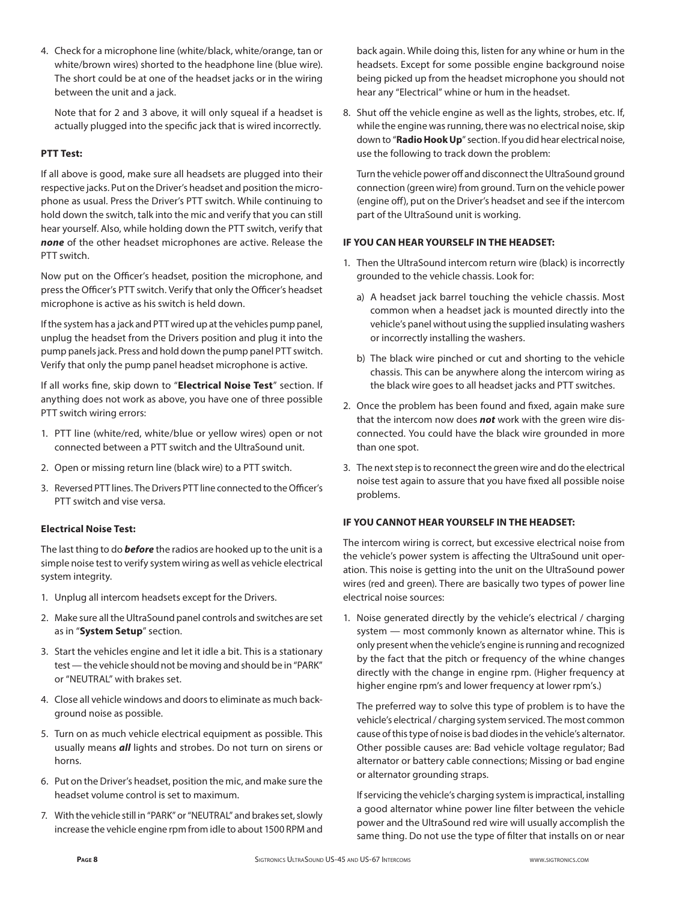4. Check for a microphone line (white/black, white/orange, tan or white/brown wires) shorted to the headphone line (blue wire). The short could be at one of the headset jacks or in the wiring between the unit and a jack.

   Note that for 2 and 3 above, it will only squeal if a headset is actually plugged into the specific jack that is wired incorrectly.

**PTT Test:**

If all above is good, make sure all headsets are plugged into their respective jacks. Put on the Driver's headset and position the microphone as usual. Press the Driver's PTT switch. While continuing to hold down the switch, talk into the mic and verify that you can still hear yourself. Also, while holding down the PTT switch, verify that ***none*** of the other headset microphones are active. Release the PTT switch.

Now put on the Officer's headset, position the microphone, and press the Officer's PTT switch. Verify that only the Officer's headset microphone is active as his switch is held down.

If the system has a jack and PTT wired up at the vehicles pump panel, unplug the headset from the Drivers position and plug it into the pump panels jack. Press and hold down the pump panel PTT switch. Verify that only the pump panel headset microphone is active.

If all works fine, skip down to "**Electrical Noise Test**" section. If anything does not work as above, you have one of three possible PTT switch wiring errors:

1. PTT line (white/red, white/blue or yellow wires) open or not connected between a PTT switch and the UltraSound unit.
2. Open or missing return line (black wire) to a PTT switch.
3. Reversed PTT lines. The Drivers PTT line connected to the Officer's PTT switch and vise versa.

**Electrical Noise Test:**

The last thing to do ***before*** the radios are hooked up to the unit is a simple noise test to verify system wiring as well as vehicle electrical system integrity.

1. Unplug all intercom headsets except for the Drivers.
2. Make sure all the UltraSound panel controls and switches are set as in "**System Setup**" section.
3. Start the vehicles engine and let it idle a bit. This is a stationary test — the vehicle should not be moving and should be in "PARK" or "NEUTRAL" with brakes set.
4. Close all vehicle windows and doors to eliminate as much background noise as possible.
5. Turn on as much vehicle electrical equipment as possible. This usually means ***all*** lights and strobes. Do not turn on sirens or horns.
6. Put on the Driver's headset, position the mic, and make sure the headset volume control is set to maximum.
7. With the vehicle still in "PARK" or "NEUTRAL" and brakes set, slowly increase the vehicle engine rpm from idle to about 1500 RPM and back again. While doing this, listen for any whine or hum in the headsets. Except for some possible engine background noise being picked up from the headset microphone you should not hear any "Electrical" whine or hum in the headset.
8. Shut off the vehicle engine as well as the lights, strobes, etc. If, while the engine was running, there was no electrical noise, skip down to "**Radio Hook Up**" section. If you did hear electrical noise, use the following to track down the problem:

   Turn the vehicle power off and disconnect the UltraSound ground connection (green wire) from ground. Turn on the vehicle power (engine off), put on the Driver's headset and see if the intercom part of the UltraSound unit is working.

**IF YOU CAN HEAR YOURSELF IN THE HEADSET:**

1. Then the UltraSound intercom return wire (black) is incorrectly grounded to the vehicle chassis. Look for:
   a) A headset jack barrel touching the vehicle chassis. Most common when a headset jack is mounted directly into the vehicle's panel without using the supplied insulating washers or incorrectly installing the washers.
   b) The black wire pinched or cut and shorting to the vehicle chassis. This can be anywhere along the intercom wiring as the black wire goes to all headset jacks and PTT switches.
2. Once the problem has been found and fixed, again make sure that the intercom now does ***not*** work with the green wire disconnected. You could have the black wire grounded in more than one spot.
3. The next step is to reconnect the green wire and do the electrical noise test again to assure that you have fixed all possible noise problems.

**IF YOU CANNOT HEAR YOURSELF IN THE HEADSET:**

The intercom wiring is correct, but excessive electrical noise from the vehicle's power system is affecting the UltraSound unit operation. This noise is getting into the unit on the UltraSound power wires (red and green). There are basically two types of power line electrical noise sources:

1. Noise generated directly by the vehicle's electrical / charging system — most commonly known as alternator whine. This is only present when the vehicle's engine is running and recognized by the fact that the pitch or frequency of the whine changes directly with the change in engine rpm. (Higher frequency at higher engine rpm's and lower frequency at lower rpm's.)

   The preferred way to solve this type of problem is to have the vehicle's electrical / charging system serviced. The most common cause of this type of noise is bad diodes in the vehicle's alternator. Other possible causes are: Bad vehicle voltage regulator; Bad alternator or battery cable connections; Missing or bad engine or alternator grounding straps.

   If servicing the vehicle's charging system is impractical, installing a good alternator whine power line filter between the vehicle power and the UltraSound red wire will usually accomplish the same thing. Do not use the type of filter that installs on or near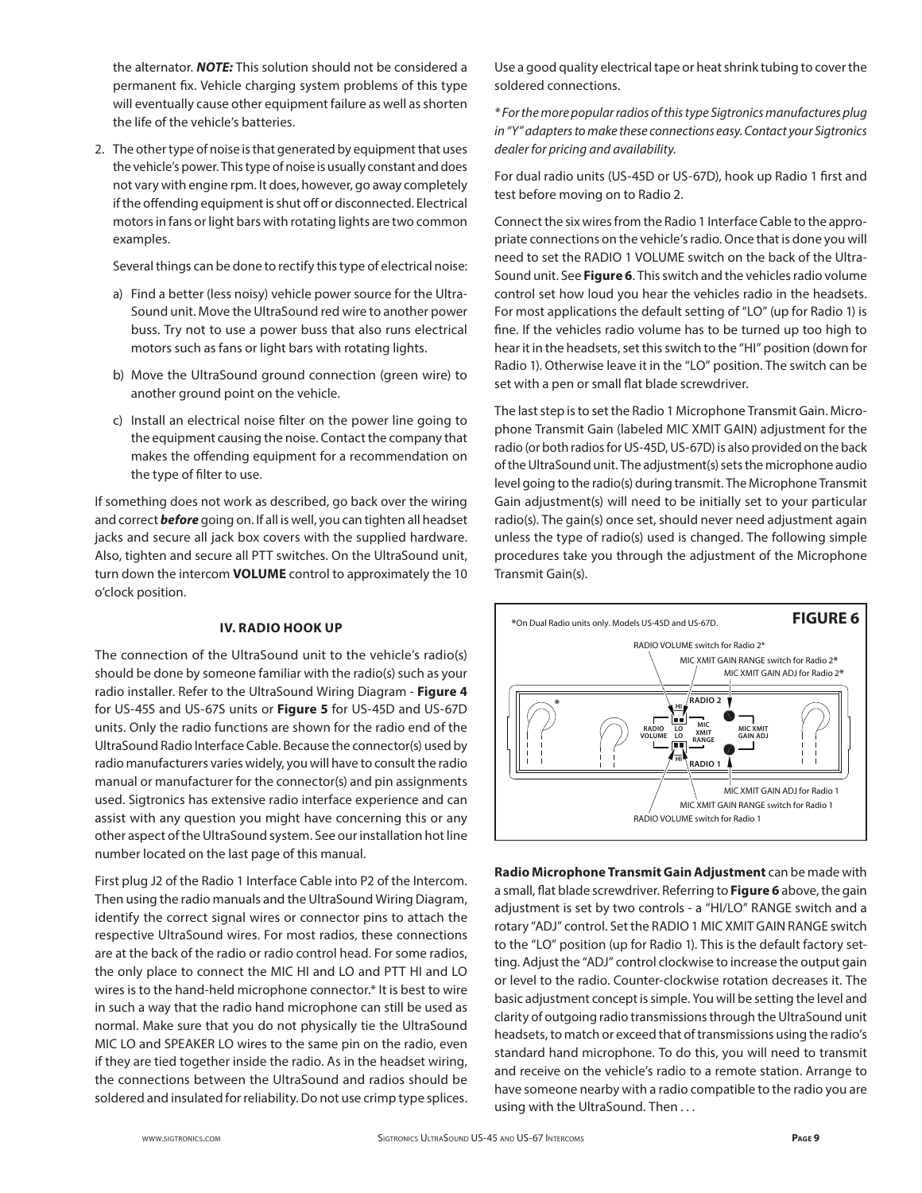the alternator. ***NOTE:*** This solution should not be considered a permanent fix. Vehicle charging system problems of this type will eventually cause other equipment failure as well as shorten the life of the vehicle's batteries.

2. The other type of noise is that generated by equipment that uses the vehicle's power. This type of noise is usually constant and does not vary with engine rpm. It does, however, go away completely if the offending equipment is shut off or disconnected. Electrical motors in fans or light bars with rotating lights are two common examples.

   Several things can be done to rectify this type of electrical noise:

   a) Find a better (less noisy) vehicle power source for the UltraSound unit. Move the UltraSound red wire to another power buss. Try not to use a power buss that also runs electrical motors such as fans or light bars with rotating lights.

   b) Move the UltraSound ground connection (green wire) to another ground point on the vehicle.

   c) Install an electrical noise filter on the power line going to the equipment causing the noise. Contact the company that makes the offending equipment for a recommendation on the type of filter to use.

If something does not work as described, go back over the wiring and correct ***before*** going on. If all is well, you can tighten all headset jacks and secure all jack box covers with the supplied hardware. Also, tighten and secure all PTT switches. On the UltraSound unit, turn down the intercom **VOLUME** control to approximately the 10 o'clock position.

## IV. RADIO HOOK UP

The connection of the UltraSound unit to the vehicle's radio(s) should be done by someone familiar with the radio(s) such as your radio installer. Refer to the UltraSound Wiring Diagram - **Figure 4** for US-45S and US-67S units or **Figure 5** for US-45D and US-67D units. Only the radio functions are shown for the radio end of the UltraSound Radio Interface Cable. Because the connector(s) used by radio manufacturers varies widely, you will have to consult the radio manual or manufacturer for the connector(s) and pin assignments used. Sigtronics has extensive radio interface experience and can assist with any question you might have concerning this or any other aspect of the UltraSound system. See our installation hot line number located on the last page of this manual.

First plug J2 of the Radio 1 Interface Cable into P2 of the Intercom. Then using the radio manuals and the UltraSound Wiring Diagram, identify the correct signal wires or connector pins to attach the respective UltraSound wires. For most radios, these connections are at the back of the radio or radio control head. For some radios, the only place to connect the MIC HI and LO and PTT HI and LO wires is to the hand-held microphone connector.* It is best to wire in such a way that the radio hand microphone can still be used as normal. Make sure that you do not physically tie the UltraSound MIC LO and SPEAKER LO wires to the same pin on the radio, even if they are tied together inside the radio. As in the headset wiring, the connections between the UltraSound and radios should be soldered and insulated for reliability. Do not use crimp type splices. Use a good quality electrical tape or heat shrink tubing to cover the soldered connections.

*\* For the more popular radios of this type Sigtronics manufactures plug in "Y" adapters to make these connections easy. Contact your Sigtronics dealer for pricing and availability.*

For dual radio units (US-45D or US-67D), hook up Radio 1 first and test before moving on to Radio 2.

Connect the six wires from the Radio 1 Interface Cable to the appropriate connections on the vehicle's radio. Once that is done you will need to set the RADIO 1 VOLUME switch on the back of the UltraSound unit. See **Figure 6**. This switch and the vehicles radio volume control set how loud you hear the vehicles radio in the headsets. For most applications the default setting of "LO" (up for Radio 1) is fine. If the vehicles radio volume has to be turned up too high to hear it in the headsets, set this switch to the "HI" position (down for Radio 1). Otherwise leave it in the "LO" position. The switch can be set with a pen or small flat blade screwdriver.

The last step is to set the Radio 1 Microphone Transmit Gain. Microphone Transmit Gain (labeled MIC XMIT GAIN) adjustment for the radio (or both radios for US-45D, US-67D) is also provided on the back of the UltraSound unit. The adjustment(s) sets the microphone audio level going to the radio(s) during transmit. The Microphone Transmit Gain adjustment(s) will need to be initially set to your particular radio(s). The gain(s) once set, should never need adjustment again unless the type of radio(s) used is changed. The following simple procedures take you through the adjustment of the Microphone Transmit Gain(s).

**FIGURE 6**

*On Dual Radio units only. Models US-45D and US-67D.

RADIO VOLUME switch for Radio 2*
MIC XMIT GAIN RANGE switch for Radio 2*
MIC XMIT GAIN ADJ for Radio 2*
RADIO 2
HI / LO / LO / HI
RADIO VOLUME
MIC XMIT RANGE
MIC XMIT GAIN ADJ
RADIO 1
MIC XMIT GAIN ADJ for Radio 1
MIC XMIT GAIN RANGE switch for Radio 1
RADIO VOLUME switch for Radio 1

**Radio Microphone Transmit Gain Adjustment** can be made with a small, flat blade screwdriver. Referring to **Figure 6** above, the gain adjustment is set by two controls - a "HI/LO" RANGE switch and a rotary "ADJ" control. Set the RADIO 1 MIC XMIT GAIN RANGE switch to the "LO" position (up for Radio 1). This is the default factory setting. Adjust the "ADJ" control clockwise to increase the output gain or level to the radio. Counter-clockwise rotation decreases it. The basic adjustment concept is simple. You will be setting the level and clarity of outgoing radio transmissions through the UltraSound unit headsets, to match or exceed that of transmissions using the radio's standard hand microphone. To do this, you will need to transmit and receive on the vehicle's radio to a remote station. Arrange to have someone nearby with a radio compatible to the radio you are using with the UltraSound. Then . . .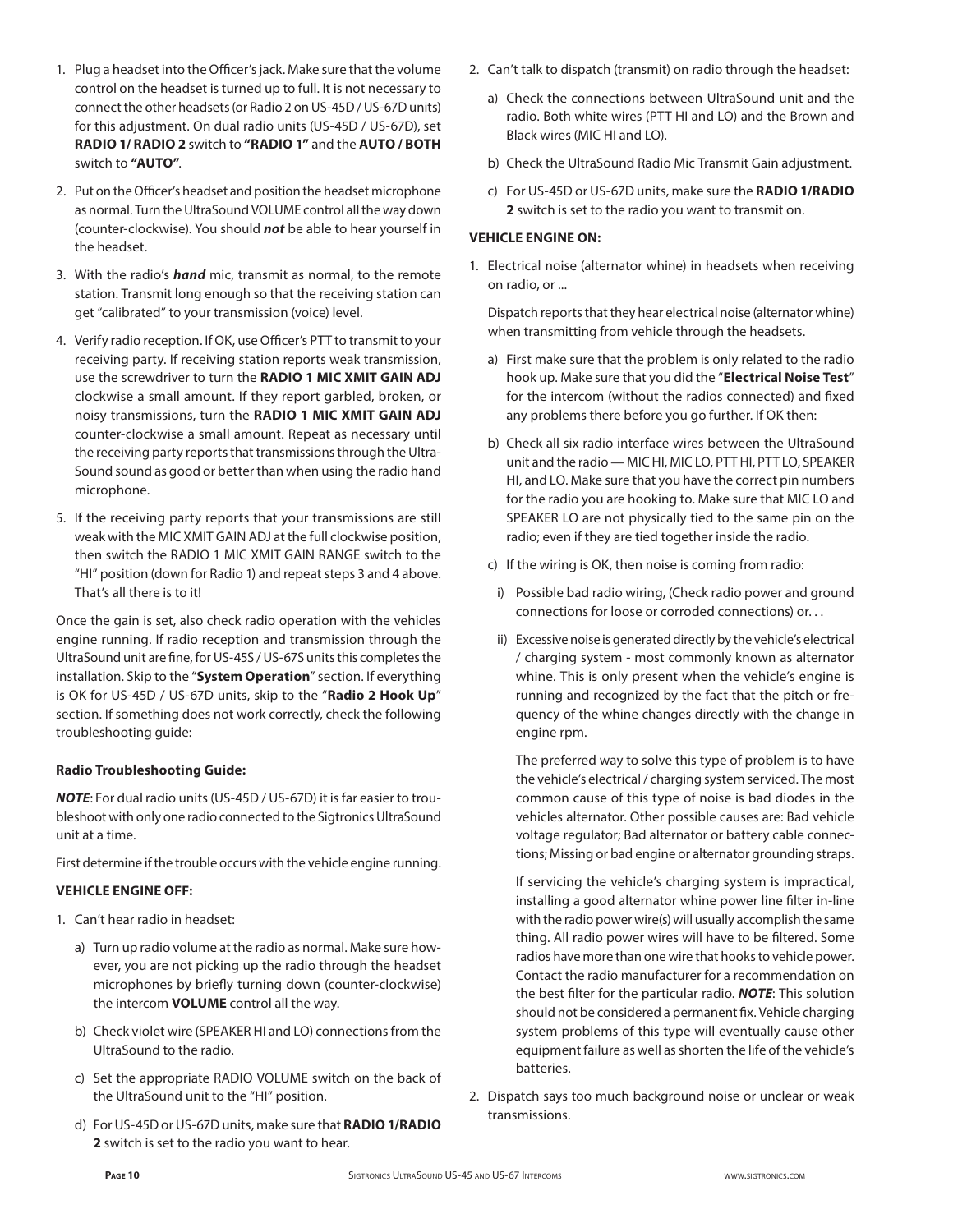1. Plug a headset into the Officer's jack. Make sure that the volume control on the headset is turned up to full. It is not necessary to connect the other headsets (or Radio 2 on US-45D / US-67D units) for this adjustment. On dual radio units (US-45D / US-67D), set **RADIO 1/ RADIO 2** switch to **"RADIO 1"** and the **AUTO / BOTH** switch to **"AUTO"**.

2. Put on the Officer's headset and position the headset microphone as normal. Turn the UltraSound VOLUME control all the way down (counter-clockwise). You should ***not*** be able to hear yourself in the headset.

3. With the radio's ***hand*** mic, transmit as normal, to the remote station. Transmit long enough so that the receiving station can get "calibrated" to your transmission (voice) level.

4. Verify radio reception. If OK, use Officer's PTT to transmit to your receiving party. If receiving station reports weak transmission, use the screwdriver to turn the **RADIO 1 MIC XMIT GAIN ADJ** clockwise a small amount. If they report garbled, broken, or noisy transmissions, turn the **RADIO 1 MIC XMIT GAIN ADJ** counter-clockwise a small amount. Repeat as necessary until the receiving party reports that transmissions through the Ultra-Sound sound as good or better than when using the radio hand microphone.

5. If the receiving party reports that your transmissions are still weak with the MIC XMIT GAIN ADJ at the full clockwise position, then switch the RADIO 1 MIC XMIT GAIN RANGE switch to the "HI" position (down for Radio 1) and repeat steps 3 and 4 above. That's all there is to it!

Once the gain is set, also check radio operation with the vehicles engine running. If radio reception and transmission through the UltraSound unit are fine, for US-45S / US-67S units this completes the installation. Skip to the "**System Operation**" section. If everything is OK for US-45D / US-67D units, skip to the "**Radio 2 Hook Up**" section. If something does not work correctly, check the following troubleshooting guide:

#### Radio Troubleshooting Guide:

***NOTE***: For dual radio units (US-45D / US-67D) it is far easier to troubleshoot with only one radio connected to the Sigtronics UltraSound unit at a time.

First determine if the trouble occurs with the vehicle engine running.

#### VEHICLE ENGINE OFF:

1. Can't hear radio in headset:
   a) Turn up radio volume at the radio as normal. Make sure however, you are not picking up the radio through the headset microphones by briefly turning down (counter-clockwise) the intercom **VOLUME** control all the way.
   b) Check violet wire (SPEAKER HI and LO) connections from the UltraSound to the radio.
   c) Set the appropriate RADIO VOLUME switch on the back of the UltraSound unit to the "HI" position.
   d) For US-45D or US-67D units, make sure that **RADIO 1/RADIO 2** switch is set to the radio you want to hear.

2. Can't talk to dispatch (transmit) on radio through the headset:
   a) Check the connections between UltraSound unit and the radio. Both white wires (PTT HI and LO) and the Brown and Black wires (MIC HI and LO).
   b) Check the UltraSound Radio Mic Transmit Gain adjustment.
   c) For US-45D or US-67D units, make sure the **RADIO 1/RADIO 2** switch is set to the radio you want to transmit on.

#### VEHICLE ENGINE ON:

1. Electrical noise (alternator whine) in headsets when receiving on radio, or ...

   Dispatch reports that they hear electrical noise (alternator whine) when transmitting from vehicle through the headsets.

   a) First make sure that the problem is only related to the radio hook up. Make sure that you did the "**Electrical Noise Test**" for the intercom (without the radios connected) and fixed any problems there before you go further. If OK then:
   b) Check all six radio interface wires between the UltraSound unit and the radio — MIC HI, MIC LO, PTT HI, PTT LO, SPEAKER HI, and LO. Make sure that you have the correct pin numbers for the radio you are hooking to. Make sure that MIC LO and SPEAKER LO are not physically tied to the same pin on the radio; even if they are tied together inside the radio.
   c) If the wiring is OK, then noise is coming from radio:
      i) Possible bad radio wiring, (Check radio power and ground connections for loose or corroded connections) or. . .
      ii) Excessive noise is generated directly by the vehicle's electrical / charging system - most commonly known as alternator whine. This is only present when the vehicle's engine is running and recognized by the fact that the pitch or frequency of the whine changes directly with the change in engine rpm.

         The preferred way to solve this type of problem is to have the vehicle's electrical / charging system serviced. The most common cause of this type of noise is bad diodes in the vehicles alternator. Other possible causes are: Bad vehicle voltage regulator; Bad alternator or battery cable connections; Missing or bad engine or alternator grounding straps.

         If servicing the vehicle's charging system is impractical, installing a good alternator whine power line filter in-line with the radio power wire(s) will usually accomplish the same thing. All radio power wires will have to be filtered. Some radios have more than one wire that hooks to vehicle power. Contact the radio manufacturer for a recommendation on the best filter for the particular radio. ***NOTE***: This solution should not be considered a permanent fix. Vehicle charging system problems of this type will eventually cause other equipment failure as well as shorten the life of the vehicle's batteries.

2. Dispatch says too much background noise or unclear or weak transmissions.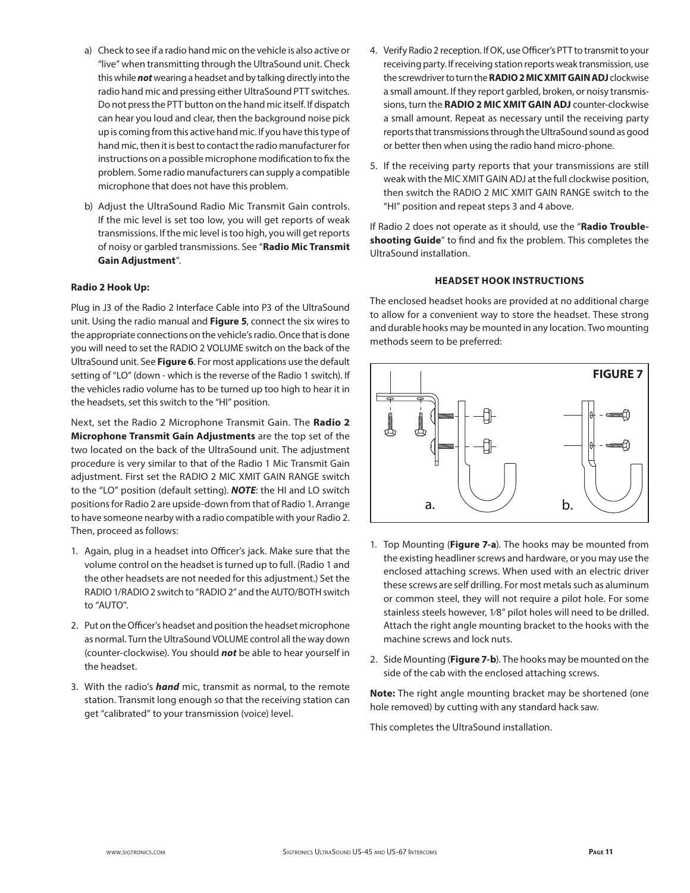a) Check to see if a radio hand mic on the vehicle is also active or "live" when transmitting through the UltraSound unit. Check this while ***not*** wearing a headset and by talking directly into the radio hand mic and pressing either UltraSound PTT switches. Do not press the PTT button on the hand mic itself. If dispatch can hear you loud and clear, then the background noise pick up is coming from this active hand mic. If you have this type of hand mic, then it is best to contact the radio manufacturer for instructions on a possible microphone modification to fix the problem. Some radio manufacturers can supply a compatible microphone that does not have this problem.

b) Adjust the UltraSound Radio Mic Transmit Gain controls. If the mic level is set too low, you will get reports of weak transmissions. If the mic level is too high, you will get reports of noisy or garbled transmissions. See "**Radio Mic Transmit Gain Adjustment**".

**Radio 2 Hook Up:**

Plug in J3 of the Radio 2 Interface Cable into P3 of the UltraSound unit. Using the radio manual and **Figure 5**, connect the six wires to the appropriate connections on the vehicle's radio. Once that is done you will need to set the RADIO 2 VOLUME switch on the back of the UltraSound unit. See **Figure 6**. For most applications use the default setting of "LO" (down - which is the reverse of the Radio 1 switch). If the vehicles radio volume has to be turned up too high to hear it in the headsets, set this switch to the "HI" position.

Next, set the Radio 2 Microphone Transmit Gain. The **Radio 2 Microphone Transmit Gain Adjustments** are the top set of the two located on the back of the UltraSound unit. The adjustment procedure is very similar to that of the Radio 1 Mic Transmit Gain adjustment. First set the RADIO 2 MIC XMIT GAIN RANGE switch to the "LO" position (default setting). ***NOTE***: the HI and LO switch positions for Radio 2 are upside-down from that of Radio 1. Arrange to have someone nearby with a radio compatible with your Radio 2. Then, proceed as follows:

1. Again, plug in a headset into Officer's jack. Make sure that the volume control on the headset is turned up to full. (Radio 1 and the other headsets are not needed for this adjustment.) Set the RADIO 1/RADIO 2 switch to "RADIO 2" and the AUTO/BOTH switch to "AUTO".
2. Put on the Officer's headset and position the headset microphone as normal. Turn the UltraSound VOLUME control all the way down (counter-clockwise). You should ***not*** be able to hear yourself in the headset.
3. With the radio's ***hand*** mic, transmit as normal, to the remote station. Transmit long enough so that the receiving station can get "calibrated" to your transmission (voice) level.
4. Verify Radio 2 reception. If OK, use Officer's PTT to transmit to your receiving party. If receiving station reports weak transmission, use the screwdriver to turn the **RADIO 2 MIC XMIT GAIN ADJ** clockwise a small amount. If they report garbled, broken, or noisy transmissions, turn the **RADIO 2 MIC XMIT GAIN ADJ** counter-clockwise a small amount. Repeat as necessary until the receiving party reports that transmissions through the UltraSound sound as good or better then when using the radio hand micro-phone.
5. If the receiving party reports that your transmissions are still weak with the MIC XMIT GAIN ADJ at the full clockwise position, then switch the RADIO 2 MIC XMIT GAIN RANGE switch to the "HI" position and repeat steps 3 and 4 above.

If Radio 2 does not operate as it should, use the "**Radio Trouble-shooting Guide**" to find and fix the problem. This completes the UltraSound installation.

## HEADSET HOOK INSTRUCTIONS

The enclosed headset hooks are provided at no additional charge to allow for a convenient way to store the headset. These strong and durable hooks may be mounted in any location. Two mounting methods seem to be preferred:

FIGURE 7

a. b.

1. Top Mounting (**Figure 7-a**). The hooks may be mounted from the existing headliner screws and hardware, or you may use the enclosed attaching screws. When used with an electric driver these screws are self drilling. For most metals such as aluminum or common steel, they will not require a pilot hole. For some stainless steels however, 1⁄8" pilot holes will need to be drilled. Attach the right angle mounting bracket to the hooks with the machine screws and lock nuts.
2. Side Mounting (**Figure 7-b**). The hooks may be mounted on the side of the cab with the enclosed attaching screws.

**Note:** The right angle mounting bracket may be shortened (one hole removed) by cutting with any standard hack saw.

This completes the UltraSound installation.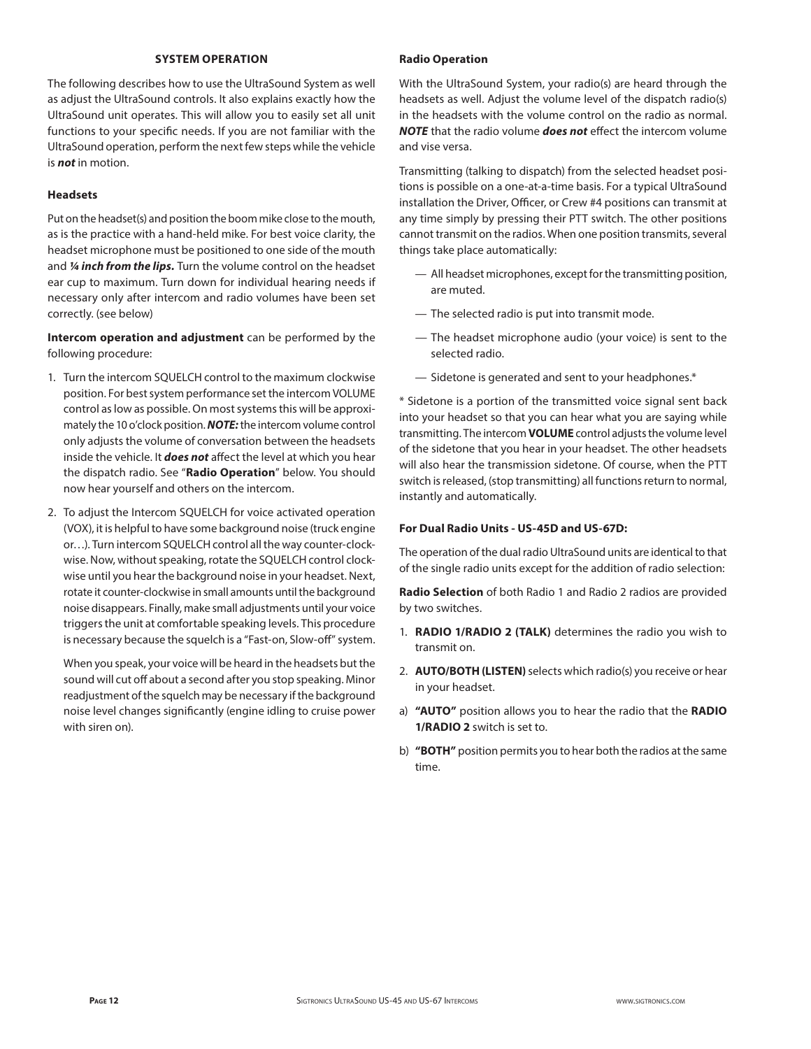## SYSTEM OPERATION

The following describes how to use the UltraSound System as well as adjust the UltraSound controls. It also explains exactly how the UltraSound unit operates. This will allow you to easily set all unit functions to your specific needs. If you are not familiar with the UltraSound operation, perform the next few steps while the vehicle is ***not*** in motion.

### Headsets

Put on the headset(s) and position the boom mike close to the mouth, as is the practice with a hand-held mike. For best voice clarity, the headset microphone must be positioned to one side of the mouth and ***¼ inch from the lips.*** Turn the volume control on the headset ear cup to maximum. Turn down for individual hearing needs if necessary only after intercom and radio volumes have been set correctly. (see below)

**Intercom operation and adjustment** can be performed by the following procedure:

1. Turn the intercom SQUELCH control to the maximum clockwise position. For best system performance set the intercom VOLUME control as low as possible. On most systems this will be approximately the 10 o'clock position. ***NOTE:*** the intercom volume control only adjusts the volume of conversation between the headsets inside the vehicle. It ***does not*** affect the level at which you hear the dispatch radio. See "**Radio Operation**" below. You should now hear yourself and others on the intercom.

2. To adjust the Intercom SQUELCH for voice activated operation (VOX), it is helpful to have some background noise (truck engine or…). Turn intercom SQUELCH control all the way counter-clockwise. Now, without speaking, rotate the SQUELCH control clockwise until you hear the background noise in your headset. Next, rotate it counter-clockwise in small amounts until the background noise disappears. Finally, make small adjustments until your voice triggers the unit at comfortable speaking levels. This procedure is necessary because the squelch is a "Fast-on, Slow-off" system.

   When you speak, your voice will be heard in the headsets but the sound will cut off about a second after you stop speaking. Minor readjustment of the squelch may be necessary if the background noise level changes significantly (engine idling to cruise power with siren on).

### Radio Operation

With the UltraSound System, your radio(s) are heard through the headsets as well. Adjust the volume level of the dispatch radio(s) in the headsets with the volume control on the radio as normal. ***NOTE*** that the radio volume ***does not*** effect the intercom volume and vise versa.

Transmitting (talking to dispatch) from the selected headset positions is possible on a one-at-a-time basis. For a typical UltraSound installation the Driver, Officer, or Crew #4 positions can transmit at any time simply by pressing their PTT switch. The other positions cannot transmit on the radios. When one position transmits, several things take place automatically:

- All headset microphones, except for the transmitting position, are muted.
- The selected radio is put into transmit mode.
- The headset microphone audio (your voice) is sent to the selected radio.
- Sidetone is generated and sent to your headphones.*

* Sidetone is a portion of the transmitted voice signal sent back into your headset so that you can hear what you are saying while transmitting. The intercom **VOLUME** control adjusts the volume level of the sidetone that you hear in your headset. The other headsets will also hear the transmission sidetone. Of course, when the PTT switch is released, (stop transmitting) all functions return to normal, instantly and automatically.

### For Dual Radio Units - US-45D and US-67D:

The operation of the dual radio UltraSound units are identical to that of the single radio units except for the addition of radio selection:

**Radio Selection** of both Radio 1 and Radio 2 radios are provided by two switches.

1. **RADIO 1/RADIO 2 (TALK)** determines the radio you wish to transmit on.
2. **AUTO/BOTH (LISTEN)** selects which radio(s) you receive or hear in your headset.

a) **"AUTO"** position allows you to hear the radio that the **RADIO 1/RADIO 2** switch is set to.

b) **"BOTH"** position permits you to hear both the radios at the same time.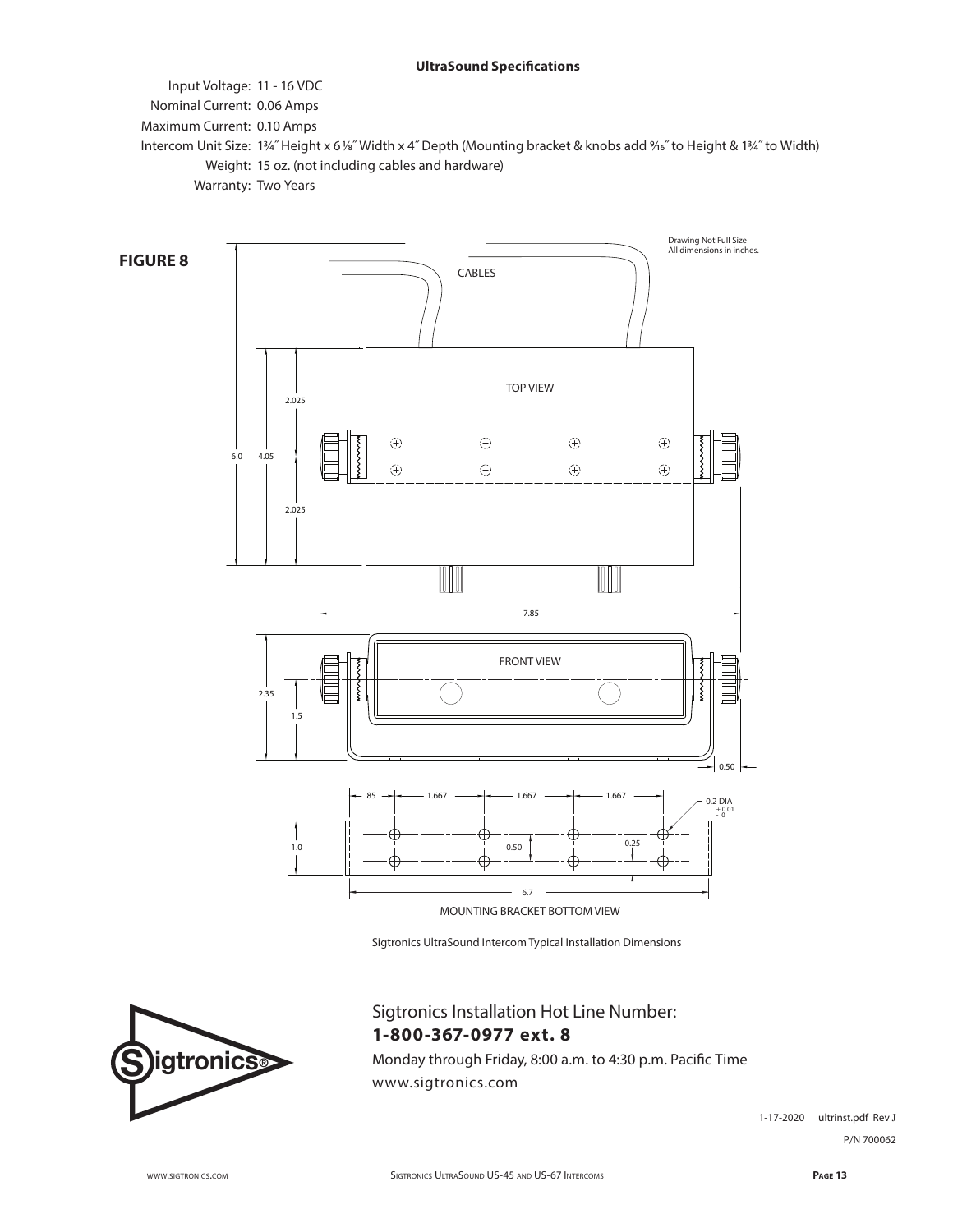**UltraSound Specifications**

Input Voltage: 11 - 16 VDC
Nominal Current: 0.06 Amps
Maximum Current: 0.10 Amps
Intercom Unit Size: 1¾˝ Height x 6⅛˝ Width x 4˝ Depth (Mounting bracket & knobs add 9⁄16˝ to Height & 1¾˝ to Width)
Weight: 15 oz. (not including cables and hardware)
Warranty: Two Years

**FIGURE 8**

Drawing Not Full Size
All dimensions in inches.

CABLES

TOP VIEW

6.0
4.05
2.025
2.025

7.85

FRONT VIEW

2.35
1.5

0.50

.85
1.667
1.667
1.667
0.2 DIA
+ 0.01
- 0

1.0
0.50
0.25

6.7

MOUNTING BRACKET BOTTOM VIEW

Sigtronics UltraSound Intercom Typical Installation Dimensions

Sigtronics®

Sigtronics Installation Hot Line Number:
**1-800-367-0977 ext. 8**
Monday through Friday, 8:00 a.m. to 4:30 p.m. Pacific Time
www.sigtronics.com

1-17-2020 ultrinst.pdf Rev J
P/N 700062